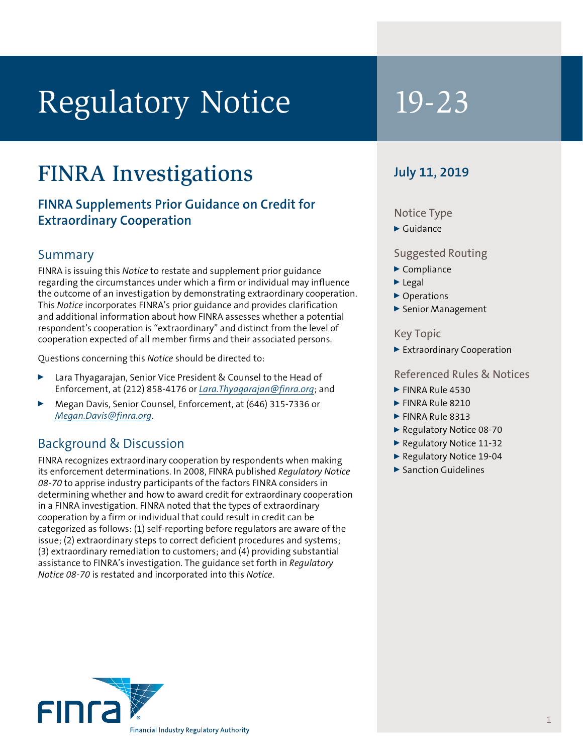# Regulatory Notice 19-23

## FINRA Investigations

### FINRA Supplements Prior Guidance on Credit for Extraordinary Cooperation

**July 11, 2019**

**Notice Type**
- Guidance

**Suggested Routing**
- Compliance
- Legal
- Operations
- Senior Management

**Key Topic**
- Extraordinary Cooperation

**Referenced Rules & Notices**
- FINRA Rule 4530
- FINRA Rule 8210
- FINRA Rule 8313
- Regulatory Notice 08-70
- Regulatory Notice 11-32
- Regulatory Notice 19-04
- Sanction Guidelines

## Summary

FINRA is issuing this *Notice* to restate and supplement prior guidance regarding the circumstances under which a firm or individual may influence the outcome of an investigation by demonstrating extraordinary cooperation. This *Notice* incorporates FINRA's prior guidance and provides clarification and additional information about how FINRA assesses whether a potential respondent's cooperation is "extraordinary" and distinct from the level of cooperation expected of all member firms and their associated persons.

Questions concerning this *Notice* should be directed to:

- Lara Thyagarajan, Senior Vice President & Counsel to the Head of Enforcement, at (212) 858-4176 or *Lara.Thyagarajan@finra.org*; and
- Megan Davis, Senior Counsel, Enforcement, at (646) 315-7336 or *Megan.Davis@finra.org*.

## Background & Discussion

FINRA recognizes extraordinary cooperation by respondents when making its enforcement determinations. In 2008, FINRA published *Regulatory Notice 08-70* to apprise industry participants of the factors FINRA considers in determining whether and how to award credit for extraordinary cooperation in a FINRA investigation. FINRA noted that the types of extraordinary cooperation by a firm or individual that could result in credit can be categorized as follows: (1) self-reporting before regulators are aware of the issue; (2) extraordinary steps to correct deficient procedures and systems; (3) extraordinary remediation to customers; and (4) providing substantial assistance to FINRA's investigation. The guidance set forth in *Regulatory Notice 08-70* is restated and incorporated into this *Notice*.

FINRA
Financial Industry Regulatory Authority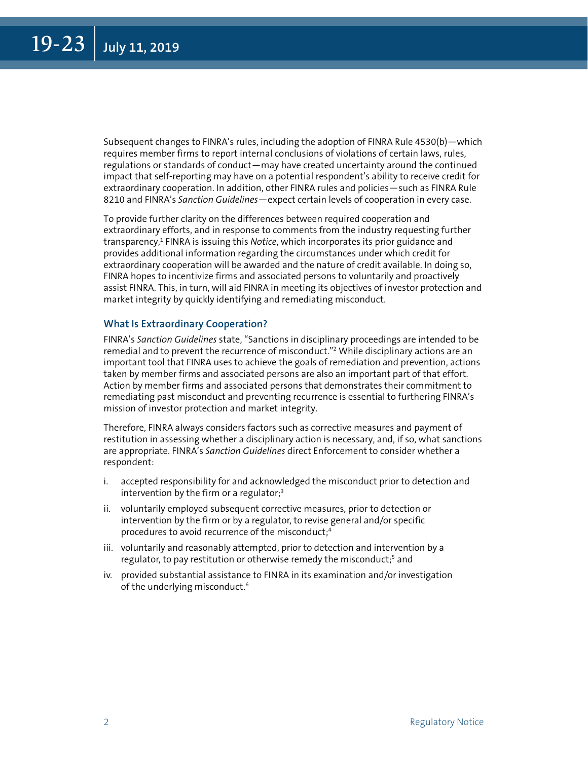Subsequent changes to FINRA's rules, including the adoption of FINRA Rule 4530(b)—which requires member firms to report internal conclusions of violations of certain laws, rules, regulations or standards of conduct—may have created uncertainty around the continued impact that self-reporting may have on a potential respondent's ability to receive credit for extraordinary cooperation. In addition, other FINRA rules and policies—such as FINRA Rule 8210 and FINRA's *Sanction Guidelines*—expect certain levels of cooperation in every case.

To provide further clarity on the differences between required cooperation and extraordinary efforts, and in response to comments from the industry requesting further transparency,[1] FINRA is issuing this *Notice*, which incorporates its prior guidance and provides additional information regarding the circumstances under which credit for extraordinary cooperation will be awarded and the nature of credit available. In doing so, FINRA hopes to incentivize firms and associated persons to voluntarily and proactively assist FINRA. This, in turn, will aid FINRA in meeting its objectives of investor protection and market integrity by quickly identifying and remediating misconduct.

### What Is Extraordinary Cooperation?

FINRA's *Sanction Guidelines* state, "Sanctions in disciplinary proceedings are intended to be remedial and to prevent the recurrence of misconduct."[2] While disciplinary actions are an important tool that FINRA uses to achieve the goals of remediation and prevention, actions taken by member firms and associated persons are also an important part of that effort. Action by member firms and associated persons that demonstrates their commitment to remediating past misconduct and preventing recurrence is essential to furthering FINRA's mission of investor protection and market integrity.

Therefore, FINRA always considers factors such as corrective measures and payment of restitution in assessing whether a disciplinary action is necessary, and, if so, what sanctions are appropriate. FINRA's *Sanction Guidelines* direct Enforcement to consider whether a respondent:

i. accepted responsibility for and acknowledged the misconduct prior to detection and intervention by the firm or a regulator;[3]

ii. voluntarily employed subsequent corrective measures, prior to detection or intervention by the firm or by a regulator, to revise general and/or specific procedures to avoid recurrence of the misconduct;[4]

iii. voluntarily and reasonably attempted, prior to detection and intervention by a regulator, to pay restitution or otherwise remedy the misconduct;[5] and

iv. provided substantial assistance to FINRA in its examination and/or investigation of the underlying misconduct.[6]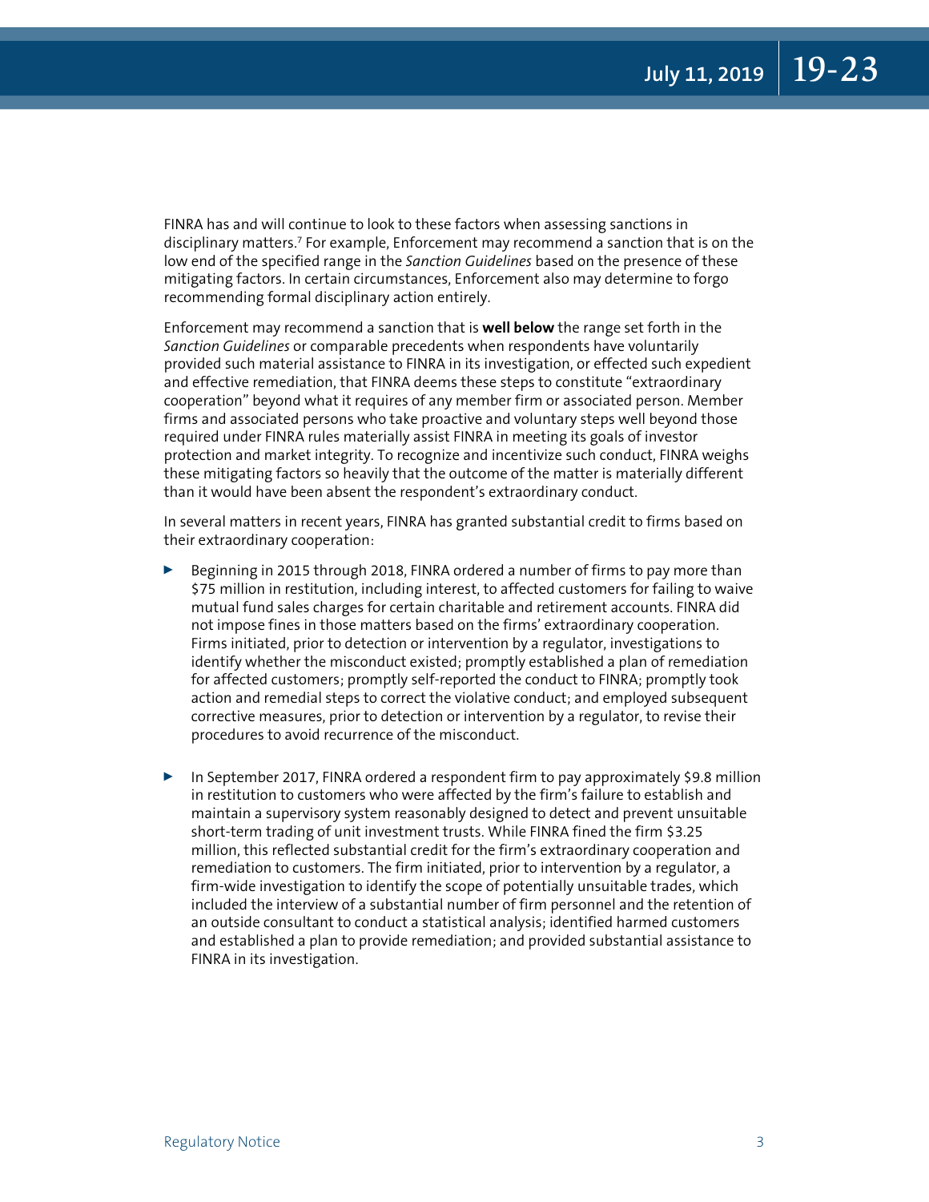FINRA has and will continue to look to these factors when assessing sanctions in disciplinary matters.[7] For example, Enforcement may recommend a sanction that is on the low end of the specified range in the *Sanction Guidelines* based on the presence of these mitigating factors. In certain circumstances, Enforcement also may determine to forgo recommending formal disciplinary action entirely.

Enforcement may recommend a sanction that is **well below** the range set forth in the *Sanction Guidelines* or comparable precedents when respondents have voluntarily provided such material assistance to FINRA in its investigation, or effected such expedient and effective remediation, that FINRA deems these steps to constitute "extraordinary cooperation" beyond what it requires of any member firm or associated person. Member firms and associated persons who take proactive and voluntary steps well beyond those required under FINRA rules materially assist FINRA in meeting its goals of investor protection and market integrity. To recognize and incentivize such conduct, FINRA weighs these mitigating factors so heavily that the outcome of the matter is materially different than it would have been absent the respondent's extraordinary conduct.

In several matters in recent years, FINRA has granted substantial credit to firms based on their extraordinary cooperation:

- Beginning in 2015 through 2018, FINRA ordered a number of firms to pay more than $75 million in restitution, including interest, to affected customers for failing to waive mutual fund sales charges for certain charitable and retirement accounts. FINRA did not impose fines in those matters based on the firms' extraordinary cooperation. Firms initiated, prior to detection or intervention by a regulator, investigations to identify whether the misconduct existed; promptly established a plan of remediation for affected customers; promptly self-reported the conduct to FINRA; promptly took action and remedial steps to correct the violative conduct; and employed subsequent corrective measures, prior to detection or intervention by a regulator, to revise their procedures to avoid recurrence of the misconduct.

- In September 2017, FINRA ordered a respondent firm to pay approximately $9.8 million in restitution to customers who were affected by the firm's failure to establish and maintain a supervisory system reasonably designed to detect and prevent unsuitable short-term trading of unit investment trusts. While FINRA fined the firm $3.25 million, this reflected substantial credit for the firm's extraordinary cooperation and remediation to customers. The firm initiated, prior to intervention by a regulator, a firm-wide investigation to identify the scope of potentially unsuitable trades, which included the interview of a substantial number of firm personnel and the retention of an outside consultant to conduct a statistical analysis; identified harmed customers and established a plan to provide remediation; and provided substantial assistance to FINRA in its investigation.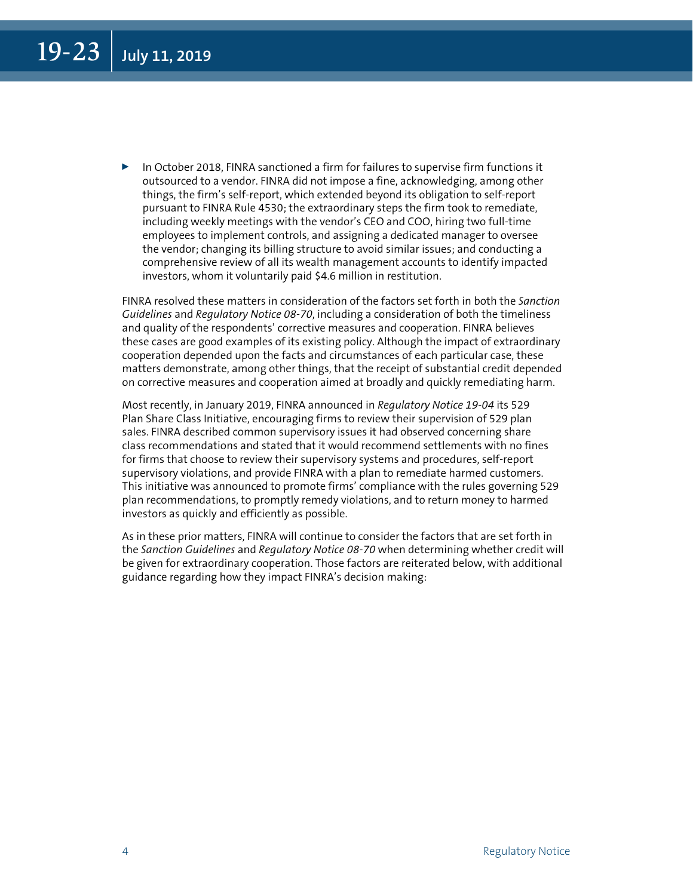- In October 2018, FINRA sanctioned a firm for failures to supervise firm functions it outsourced to a vendor. FINRA did not impose a fine, acknowledging, among other things, the firm's self-report, which extended beyond its obligation to self-report pursuant to FINRA Rule 4530; the extraordinary steps the firm took to remediate, including weekly meetings with the vendor's CEO and COO, hiring two full-time employees to implement controls, and assigning a dedicated manager to oversee the vendor; changing its billing structure to avoid similar issues; and conducting a comprehensive review of all its wealth management accounts to identify impacted investors, whom it voluntarily paid $4.6 million in restitution.

FINRA resolved these matters in consideration of the factors set forth in both the *Sanction Guidelines* and *Regulatory Notice 08-70*, including a consideration of both the timeliness and quality of the respondents' corrective measures and cooperation. FINRA believes these cases are good examples of its existing policy. Although the impact of extraordinary cooperation depended upon the facts and circumstances of each particular case, these matters demonstrate, among other things, that the receipt of substantial credit depended on corrective measures and cooperation aimed at broadly and quickly remediating harm.

Most recently, in January 2019, FINRA announced in *Regulatory Notice 19-04* its 529 Plan Share Class Initiative, encouraging firms to review their supervision of 529 plan sales. FINRA described common supervisory issues it had observed concerning share class recommendations and stated that it would recommend settlements with no fines for firms that choose to review their supervisory systems and procedures, self-report supervisory violations, and provide FINRA with a plan to remediate harmed customers. This initiative was announced to promote firms' compliance with the rules governing 529 plan recommendations, to promptly remedy violations, and to return money to harmed investors as quickly and efficiently as possible.

As in these prior matters, FINRA will continue to consider the factors that are set forth in the *Sanction Guidelines* and *Regulatory Notice 08-70* when determining whether credit will be given for extraordinary cooperation. Those factors are reiterated below, with additional guidance regarding how they impact FINRA's decision making: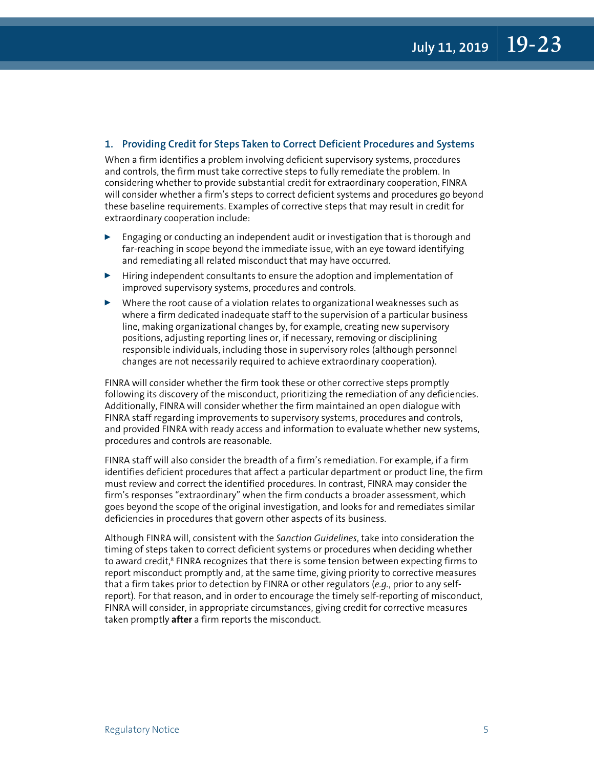### 1. Providing Credit for Steps Taken to Correct Deficient Procedures and Systems

When a firm identifies a problem involving deficient supervisory systems, procedures and controls, the firm must take corrective steps to fully remediate the problem. In considering whether to provide substantial credit for extraordinary cooperation, FINRA will consider whether a firm's steps to correct deficient systems and procedures go beyond these baseline requirements. Examples of corrective steps that may result in credit for extraordinary cooperation include:

- Engaging or conducting an independent audit or investigation that is thorough and far-reaching in scope beyond the immediate issue, with an eye toward identifying and remediating all related misconduct that may have occurred.
- Hiring independent consultants to ensure the adoption and implementation of improved supervisory systems, procedures and controls.
- Where the root cause of a violation relates to organizational weaknesses such as where a firm dedicated inadequate staff to the supervision of a particular business line, making organizational changes by, for example, creating new supervisory positions, adjusting reporting lines or, if necessary, removing or disciplining responsible individuals, including those in supervisory roles (although personnel changes are not necessarily required to achieve extraordinary cooperation).

FINRA will consider whether the firm took these or other corrective steps promptly following its discovery of the misconduct, prioritizing the remediation of any deficiencies. Additionally, FINRA will consider whether the firm maintained an open dialogue with FINRA staff regarding improvements to supervisory systems, procedures and controls, and provided FINRA with ready access and information to evaluate whether new systems, procedures and controls are reasonable.

FINRA staff will also consider the breadth of a firm's remediation. For example, if a firm identifies deficient procedures that affect a particular department or product line, the firm must review and correct the identified procedures. In contrast, FINRA may consider the firm's responses "extraordinary" when the firm conducts a broader assessment, which goes beyond the scope of the original investigation, and looks for and remediates similar deficiencies in procedures that govern other aspects of its business.

Although FINRA will, consistent with the *Sanction Guidelines*, take into consideration the timing of steps taken to correct deficient systems or procedures when deciding whether to award credit,[8] FINRA recognizes that there is some tension between expecting firms to report misconduct promptly and, at the same time, giving priority to corrective measures that a firm takes prior to detection by FINRA or other regulators (*e.g.*, prior to any self-report). For that reason, and in order to encourage the timely self-reporting of misconduct, FINRA will consider, in appropriate circumstances, giving credit for corrective measures taken promptly **after** a firm reports the misconduct.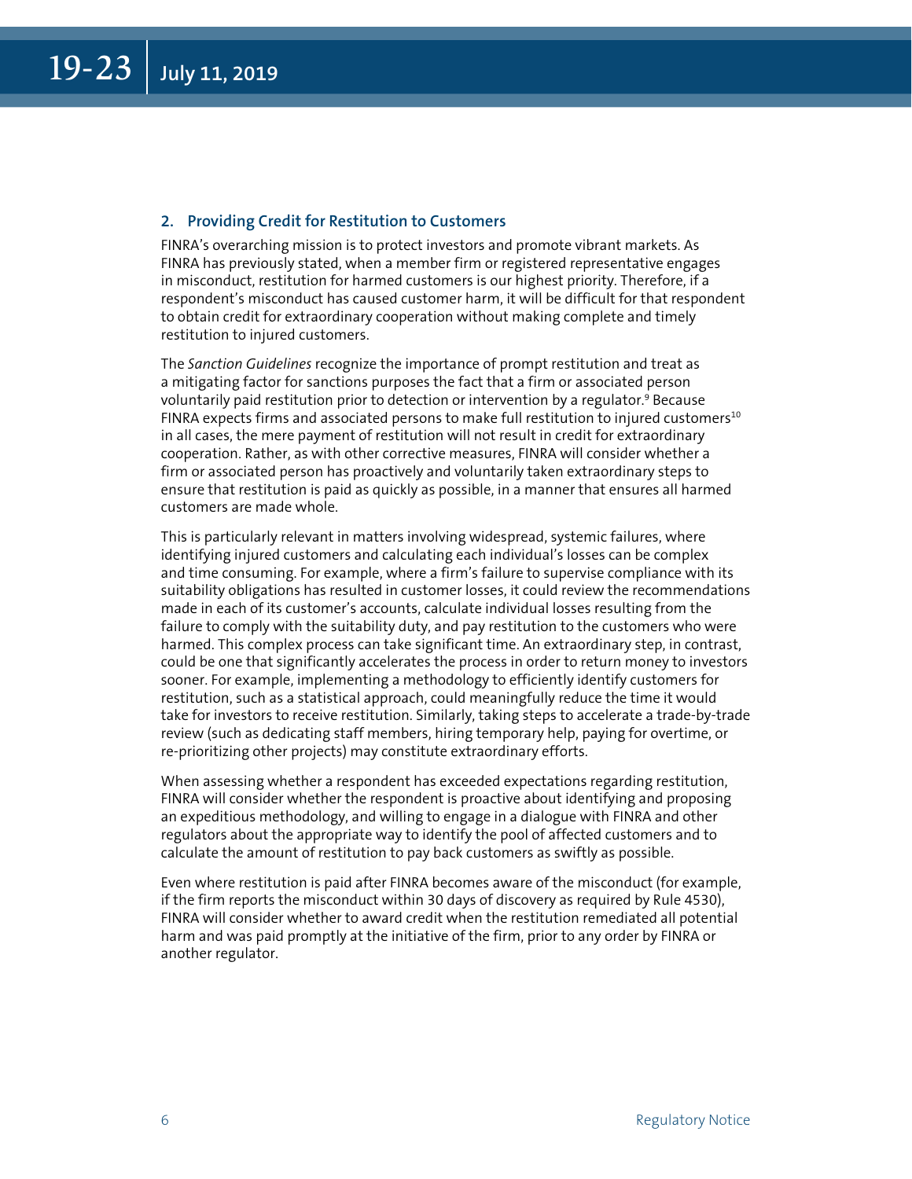### 2. Providing Credit for Restitution to Customers

FINRA's overarching mission is to protect investors and promote vibrant markets. As FINRA has previously stated, when a member firm or registered representative engages in misconduct, restitution for harmed customers is our highest priority. Therefore, if a respondent's misconduct has caused customer harm, it will be difficult for that respondent to obtain credit for extraordinary cooperation without making complete and timely restitution to injured customers.

The *Sanction Guidelines* recognize the importance of prompt restitution and treat as a mitigating factor for sanctions purposes the fact that a firm or associated person voluntarily paid restitution prior to detection or intervention by a regulator.[9] Because FINRA expects firms and associated persons to make full restitution to injured customers[10] in all cases, the mere payment of restitution will not result in credit for extraordinary cooperation. Rather, as with other corrective measures, FINRA will consider whether a firm or associated person has proactively and voluntarily taken extraordinary steps to ensure that restitution is paid as quickly as possible, in a manner that ensures all harmed customers are made whole.

This is particularly relevant in matters involving widespread, systemic failures, where identifying injured customers and calculating each individual's losses can be complex and time consuming. For example, where a firm's failure to supervise compliance with its suitability obligations has resulted in customer losses, it could review the recommendations made in each of its customer's accounts, calculate individual losses resulting from the failure to comply with the suitability duty, and pay restitution to the customers who were harmed. This complex process can take significant time. An extraordinary step, in contrast, could be one that significantly accelerates the process in order to return money to investors sooner. For example, implementing a methodology to efficiently identify customers for restitution, such as a statistical approach, could meaningfully reduce the time it would take for investors to receive restitution. Similarly, taking steps to accelerate a trade-by-trade review (such as dedicating staff members, hiring temporary help, paying for overtime, or re-prioritizing other projects) may constitute extraordinary efforts.

When assessing whether a respondent has exceeded expectations regarding restitution, FINRA will consider whether the respondent is proactive about identifying and proposing an expeditious methodology, and willing to engage in a dialogue with FINRA and other regulators about the appropriate way to identify the pool of affected customers and to calculate the amount of restitution to pay back customers as swiftly as possible.

Even where restitution is paid after FINRA becomes aware of the misconduct (for example, if the firm reports the misconduct within 30 days of discovery as required by Rule 4530), FINRA will consider whether to award credit when the restitution remediated all potential harm and was paid promptly at the initiative of the firm, prior to any order by FINRA or another regulator.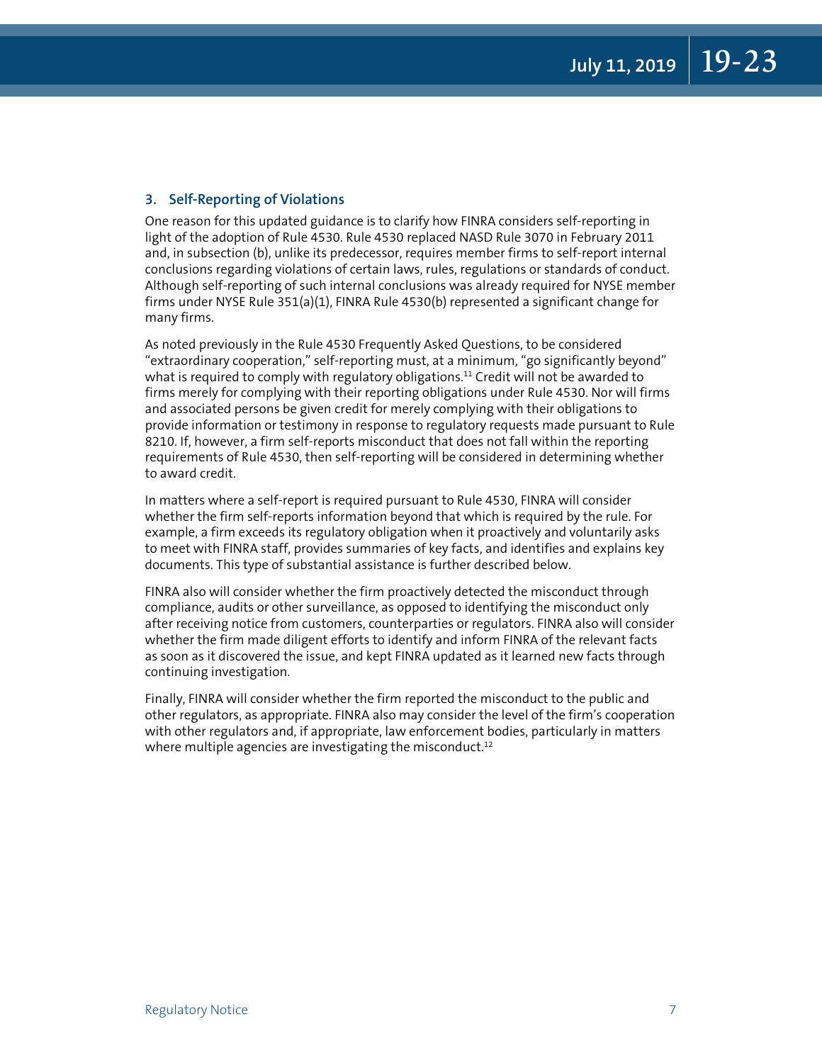### 3. Self-Reporting of Violations

One reason for this updated guidance is to clarify how FINRA considers self-reporting in light of the adoption of Rule 4530. Rule 4530 replaced NASD Rule 3070 in February 2011 and, in subsection (b), unlike its predecessor, requires member firms to self-report internal conclusions regarding violations of certain laws, rules, regulations or standards of conduct. Although self-reporting of such internal conclusions was already required for NYSE member firms under NYSE Rule 351(a)(1), FINRA Rule 4530(b) represented a significant change for many firms.

As noted previously in the Rule 4530 Frequently Asked Questions, to be considered "extraordinary cooperation," self-reporting must, at a minimum, "go significantly beyond" what is required to comply with regulatory obligations.[11] Credit will not be awarded to firms merely for complying with their reporting obligations under Rule 4530. Nor will firms and associated persons be given credit for merely complying with their obligations to provide information or testimony in response to regulatory requests made pursuant to Rule 8210. If, however, a firm self-reports misconduct that does not fall within the reporting requirements of Rule 4530, then self-reporting will be considered in determining whether to award credit.

In matters where a self-report is required pursuant to Rule 4530, FINRA will consider whether the firm self-reports information beyond that which is required by the rule. For example, a firm exceeds its regulatory obligation when it proactively and voluntarily asks to meet with FINRA staff, provides summaries of key facts, and identifies and explains key documents. This type of substantial assistance is further described below.

FINRA also will consider whether the firm proactively detected the misconduct through compliance, audits or other surveillance, as opposed to identifying the misconduct only after receiving notice from customers, counterparties or regulators. FINRA also will consider whether the firm made diligent efforts to identify and inform FINRA of the relevant facts as soon as it discovered the issue, and kept FINRA updated as it learned new facts through continuing investigation.

Finally, FINRA will consider whether the firm reported the misconduct to the public and other regulators, as appropriate. FINRA also may consider the level of the firm's cooperation with other regulators and, if appropriate, law enforcement bodies, particularly in matters where multiple agencies are investigating the misconduct.[12]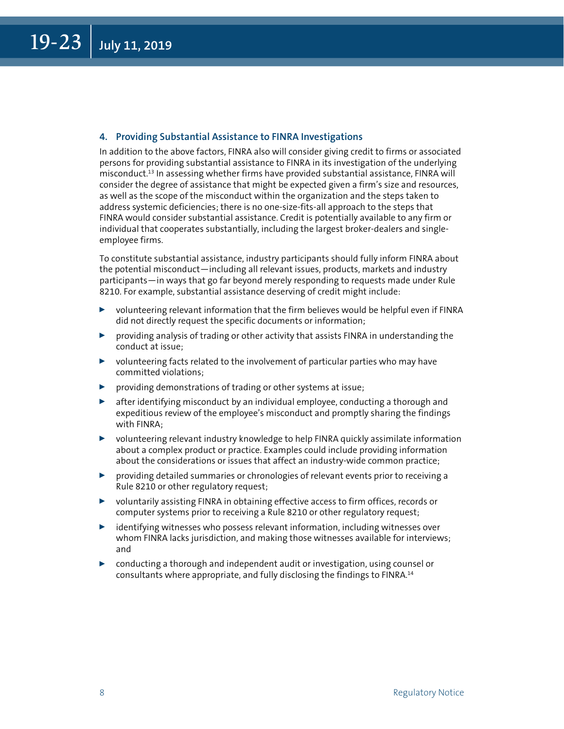#### 4. Providing Substantial Assistance to FINRA Investigations

In addition to the above factors, FINRA also will consider giving credit to firms or associated persons for providing substantial assistance to FINRA in its investigation of the underlying misconduct.[13] In assessing whether firms have provided substantial assistance, FINRA will consider the degree of assistance that might be expected given a firm's size and resources, as well as the scope of the misconduct within the organization and the steps taken to address systemic deficiencies; there is no one-size-fits-all approach to the steps that FINRA would consider substantial assistance. Credit is potentially available to any firm or individual that cooperates substantially, including the largest broker-dealers and single-employee firms.

To constitute substantial assistance, industry participants should fully inform FINRA about the potential misconduct—including all relevant issues, products, markets and industry participants—in ways that go far beyond merely responding to requests made under Rule 8210. For example, substantial assistance deserving of credit might include:

- volunteering relevant information that the firm believes would be helpful even if FINRA did not directly request the specific documents or information;
- providing analysis of trading or other activity that assists FINRA in understanding the conduct at issue;
- volunteering facts related to the involvement of particular parties who may have committed violations;
- providing demonstrations of trading or other systems at issue;
- after identifying misconduct by an individual employee, conducting a thorough and expeditious review of the employee's misconduct and promptly sharing the findings with FINRA;
- volunteering relevant industry knowledge to help FINRA quickly assimilate information about a complex product or practice. Examples could include providing information about the considerations or issues that affect an industry-wide common practice;
- providing detailed summaries or chronologies of relevant events prior to receiving a Rule 8210 or other regulatory request;
- voluntarily assisting FINRA in obtaining effective access to firm offices, records or computer systems prior to receiving a Rule 8210 or other regulatory request;
- identifying witnesses who possess relevant information, including witnesses over whom FINRA lacks jurisdiction, and making those witnesses available for interviews; and
- conducting a thorough and independent audit or investigation, using counsel or consultants where appropriate, and fully disclosing the findings to FINRA.[14]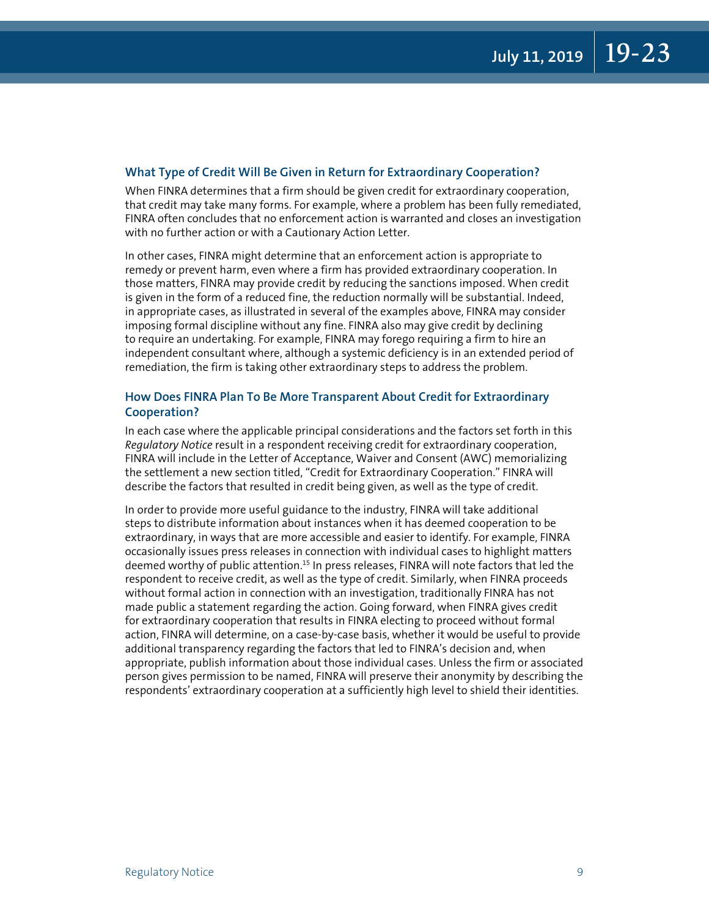### What Type of Credit Will Be Given in Return for Extraordinary Cooperation?

When FINRA determines that a firm should be given credit for extraordinary cooperation, that credit may take many forms. For example, where a problem has been fully remediated, FINRA often concludes that no enforcement action is warranted and closes an investigation with no further action or with a Cautionary Action Letter.

In other cases, FINRA might determine that an enforcement action is appropriate to remedy or prevent harm, even where a firm has provided extraordinary cooperation. In those matters, FINRA may provide credit by reducing the sanctions imposed. When credit is given in the form of a reduced fine, the reduction normally will be substantial. Indeed, in appropriate cases, as illustrated in several of the examples above, FINRA may consider imposing formal discipline without any fine. FINRA also may give credit by declining to require an undertaking. For example, FINRA may forego requiring a firm to hire an independent consultant where, although a systemic deficiency is in an extended period of remediation, the firm is taking other extraordinary steps to address the problem.

### How Does FINRA Plan To Be More Transparent About Credit for Extraordinary Cooperation?

In each case where the applicable principal considerations and the factors set forth in this *Regulatory Notice* result in a respondent receiving credit for extraordinary cooperation, FINRA will include in the Letter of Acceptance, Waiver and Consent (AWC) memorializing the settlement a new section titled, "Credit for Extraordinary Cooperation." FINRA will describe the factors that resulted in credit being given, as well as the type of credit.

In order to provide more useful guidance to the industry, FINRA will take additional steps to distribute information about instances when it has deemed cooperation to be extraordinary, in ways that are more accessible and easier to identify. For example, FINRA occasionally issues press releases in connection with individual cases to highlight matters deemed worthy of public attention.[15] In press releases, FINRA will note factors that led the respondent to receive credit, as well as the type of credit. Similarly, when FINRA proceeds without formal action in connection with an investigation, traditionally FINRA has not made public a statement regarding the action. Going forward, when FINRA gives credit for extraordinary cooperation that results in FINRA electing to proceed without formal action, FINRA will determine, on a case-by-case basis, whether it would be useful to provide additional transparency regarding the factors that led to FINRA's decision and, when appropriate, publish information about those individual cases. Unless the firm or associated person gives permission to be named, FINRA will preserve their anonymity by describing the respondents' extraordinary cooperation at a sufficiently high level to shield their identities.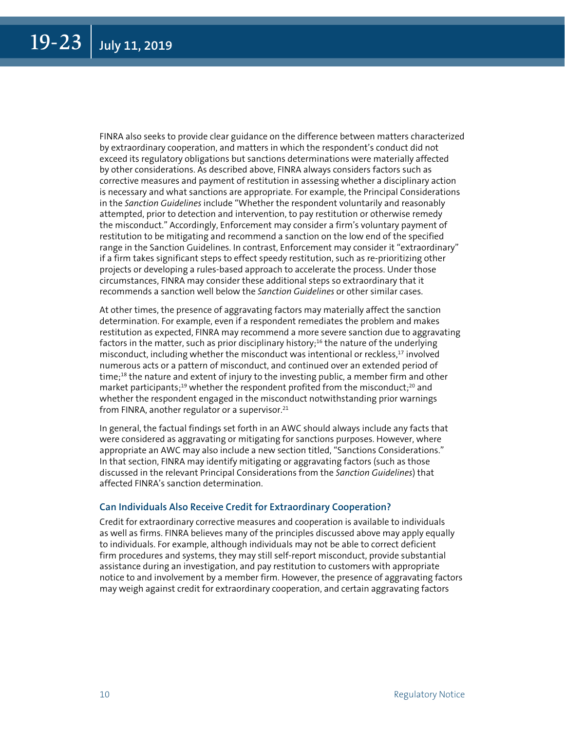FINRA also seeks to provide clear guidance on the difference between matters characterized by extraordinary cooperation, and matters in which the respondent's conduct did not exceed its regulatory obligations but sanctions determinations were materially affected by other considerations. As described above, FINRA always considers factors such as corrective measures and payment of restitution in assessing whether a disciplinary action is necessary and what sanctions are appropriate. For example, the Principal Considerations in the *Sanction Guidelines* include "Whether the respondent voluntarily and reasonably attempted, prior to detection and intervention, to pay restitution or otherwise remedy the misconduct." Accordingly, Enforcement may consider a firm's voluntary payment of restitution to be mitigating and recommend a sanction on the low end of the specified range in the Sanction Guidelines. In contrast, Enforcement may consider it "extraordinary" if a firm takes significant steps to effect speedy restitution, such as re-prioritizing other projects or developing a rules-based approach to accelerate the process. Under those circumstances, FINRA may consider these additional steps so extraordinary that it recommends a sanction well below the *Sanction Guidelines* or other similar cases.

At other times, the presence of aggravating factors may materially affect the sanction determination. For example, even if a respondent remediates the problem and makes restitution as expected, FINRA may recommend a more severe sanction due to aggravating factors in the matter, such as prior disciplinary history;[16] the nature of the underlying misconduct, including whether the misconduct was intentional or reckless,[17] involved numerous acts or a pattern of misconduct, and continued over an extended period of time;[18] the nature and extent of injury to the investing public, a member firm and other market participants;[19] whether the respondent profited from the misconduct;[20] and whether the respondent engaged in the misconduct notwithstanding prior warnings from FINRA, another regulator or a supervisor.[21]

In general, the factual findings set forth in an AWC should always include any facts that were considered as aggravating or mitigating for sanctions purposes. However, where appropriate an AWC may also include a new section titled, "Sanctions Considerations." In that section, FINRA may identify mitigating or aggravating factors (such as those discussed in the relevant Principal Considerations from the *Sanction Guidelines*) that affected FINRA's sanction determination.

### Can Individuals Also Receive Credit for Extraordinary Cooperation?

Credit for extraordinary corrective measures and cooperation is available to individuals as well as firms. FINRA believes many of the principles discussed above may apply equally to individuals. For example, although individuals may not be able to correct deficient firm procedures and systems, they may still self-report misconduct, provide substantial assistance during an investigation, and pay restitution to customers with appropriate notice to and involvement by a member firm. However, the presence of aggravating factors may weigh against credit for extraordinary cooperation, and certain aggravating factors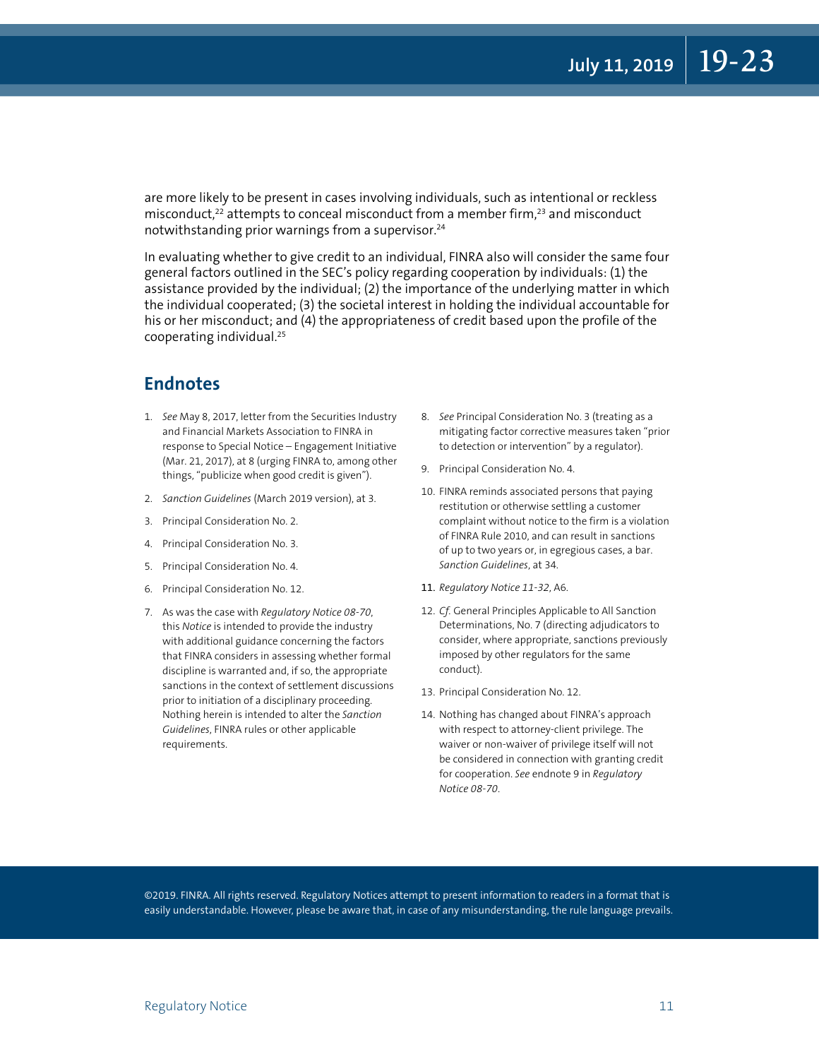are more likely to be present in cases involving individuals, such as intentional or reckless misconduct,[22] attempts to conceal misconduct from a member firm,[23] and misconduct notwithstanding prior warnings from a supervisor.[24]

In evaluating whether to give credit to an individual, FINRA also will consider the same four general factors outlined in the SEC's policy regarding cooperation by individuals: (1) the assistance provided by the individual; (2) the importance of the underlying matter in which the individual cooperated; (3) the societal interest in holding the individual accountable for his or her misconduct; and (4) the appropriateness of credit based upon the profile of the cooperating individual.[25]

## Endnotes

1. *See* May 8, 2017, letter from the Securities Industry and Financial Markets Association to FINRA in response to Special Notice – Engagement Initiative (Mar. 21, 2017), at 8 (urging FINRA to, among other things, "publicize when good credit is given").
2. *Sanction Guidelines* (March 2019 version), at 3.
3. Principal Consideration No. 2.
4. Principal Consideration No. 3.
5. Principal Consideration No. 4.
6. Principal Consideration No. 12.
7. As was the case with *Regulatory Notice 08-70*, this *Notice* is intended to provide the industry with additional guidance concerning the factors that FINRA considers in assessing whether formal discipline is warranted and, if so, the appropriate sanctions in the context of settlement discussions prior to initiation of a disciplinary proceeding. Nothing herein is intended to alter the *Sanction Guidelines*, FINRA rules or other applicable requirements.
8. *See* Principal Consideration No. 3 (treating as a mitigating factor corrective measures taken "prior to detection or intervention" by a regulator).
9. Principal Consideration No. 4.
10. FINRA reminds associated persons that paying restitution or otherwise settling a customer complaint without notice to the firm is a violation of FINRA Rule 2010, and can result in sanctions of up to two years or, in egregious cases, a bar. *Sanction Guidelines*, at 34.
11. *Regulatory Notice 11-32*, A6.
12. *Cf.* General Principles Applicable to All Sanction Determinations, No. 7 (directing adjudicators to consider, where appropriate, sanctions previously imposed by other regulators for the same conduct).
13. Principal Consideration No. 12.
14. Nothing has changed about FINRA's approach with respect to attorney-client privilege. The waiver or non-waiver of privilege itself will not be considered in connection with granting credit for cooperation. *See* endnote 9 in *Regulatory Notice 08-70*.

©2019. FINRA. All rights reserved. Regulatory Notices attempt to present information to readers in a format that is easily understandable. However, please be aware that, in case of any misunderstanding, the rule language prevails.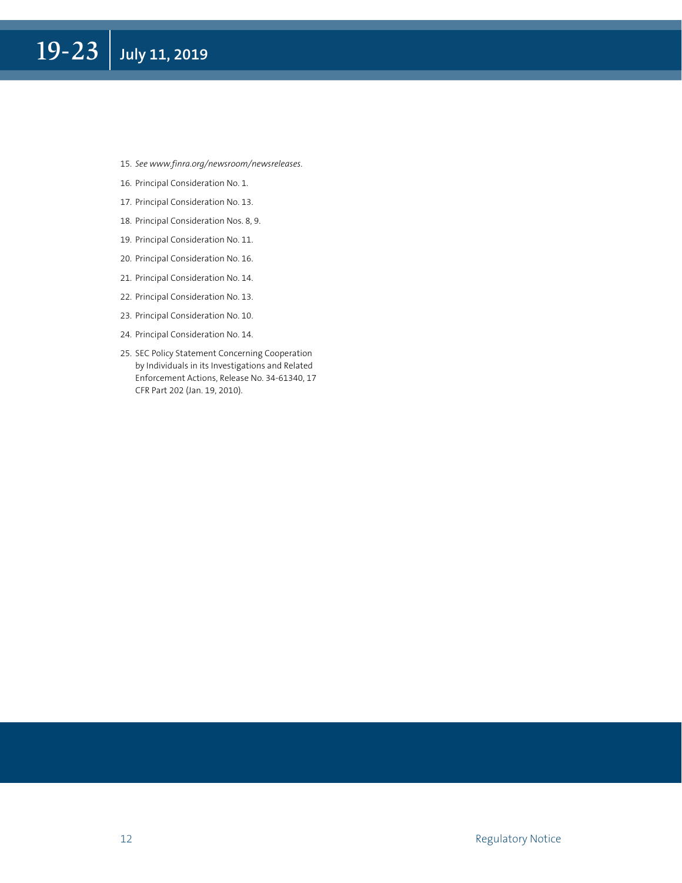15. *See www.finra.org/newsroom/newsreleases.*
16. Principal Consideration No. 1.
17. Principal Consideration No. 13.
18. Principal Consideration Nos. 8, 9.
19. Principal Consideration No. 11.
20. Principal Consideration No. 16.
21. Principal Consideration No. 14.
22. Principal Consideration No. 13.
23. Principal Consideration No. 10.
24. Principal Consideration No. 14.
25. SEC Policy Statement Concerning Cooperation by Individuals in its Investigations and Related Enforcement Actions, Release No. 34-61340, 17 CFR Part 202 (Jan. 19, 2010).